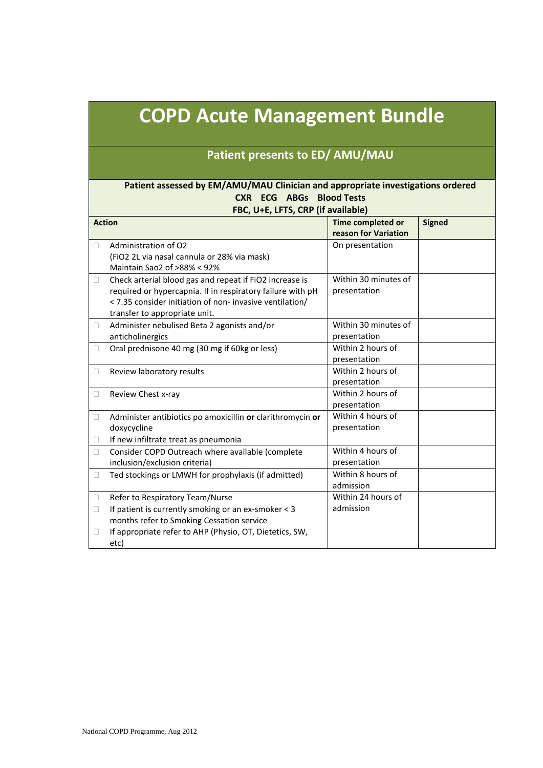# COPD Acute Management Bundle

## Patient presents to ED/ AMU/MAU

**Patient assessed by EM/AMU/MAU Clinician and appropriate investigations ordered**
**CXR ECG ABGs Blood Tests**
**FBC, U+E, LFTS, CRP (if available)**

| Action | Time completed or reason for Variation | Signed |
|---|---|---|
| ☐ Administration of O2 (FiO2 2L via nasal cannula or 28% via mask) Maintain Sao2 of >88% < 92% | On presentation | |
| ☐ Check arterial blood gas and repeat if FiO2 increase is required or hypercapnia. If in respiratory failure with pH < 7.35 consider initiation of non- invasive ventilation/ transfer to appropriate unit. | Within 30 minutes of presentation | |
| ☐ Administer nebulised Beta 2 agonists and/or anticholinergics | Within 30 minutes of presentation | |
| ☐ Oral prednisone 40 mg (30 mg if 60kg or less) | Within 2 hours of presentation | |
| ☐ Review laboratory results | Within 2 hours of presentation | |
| ☐ Review Chest x-ray | Within 2 hours of presentation | |
| ☐ Administer antibiotics po amoxicillin **or** clarithromycin **or** doxycycline<br>☐ If new infiltrate treat as pneumonia | Within 4 hours of presentation | |
| ☐ Consider COPD Outreach where available (complete inclusion/exclusion criteria) | Within 4 hours of presentation | |
| ☐ Ted stockings or LMWH for prophylaxis (if admitted) | Within 8 hours of admission | |
| ☐ Refer to Respiratory Team/Nurse<br>☐ If patient is currently smoking or an ex-smoker < 3 months refer to Smoking Cessation service<br>☐ If appropriate refer to AHP (Physio, OT, Dietetics, SW, etc) | Within 24 hours of admission | |

National COPD Programme, Aug 2012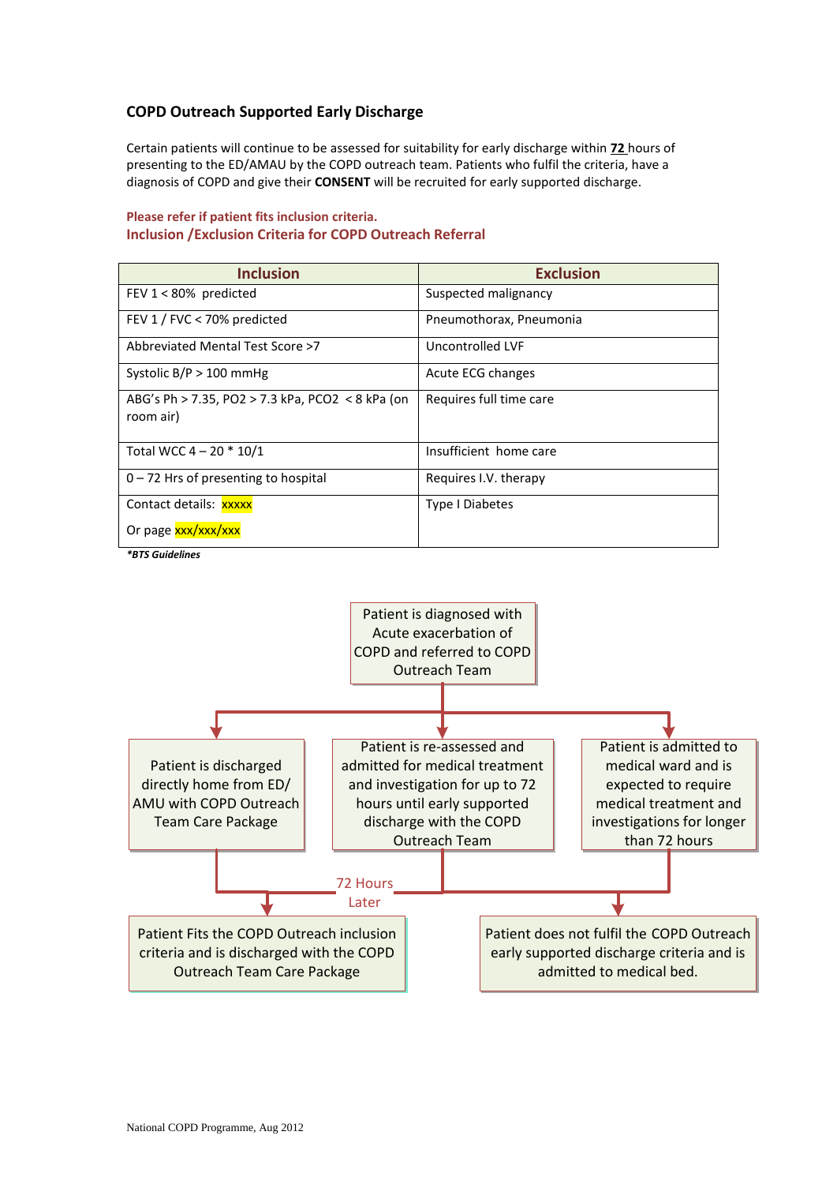## COPD Outreach Supported Early Discharge

Certain patients will continue to be assessed for suitability for early discharge within **72** hours of presenting to the ED/AMAU by the COPD outreach team. Patients who fulfil the criteria, have a diagnosis of COPD and give their **CONSENT** will be recruited for early supported discharge.

**Please refer if patient fits inclusion criteria.**

**Inclusion /Exclusion Criteria for COPD Outreach Referral**

| Inclusion | Exclusion |
|---|---|
| FEV 1 < 80% predicted | Suspected malignancy |
| FEV 1 / FVC < 70% predicted | Pneumothorax, Pneumonia |
| Abbreviated Mental Test Score >7 | Uncontrolled LVF |
| Systolic B/P > 100 mmHg | Acute ECG changes |
| ABG's Ph > 7.35, PO2 > 7.3 kPa, PCO2 < 8 kPa (on room air) | Requires full time care |
| Total WCC 4 – 20 * 10/1 | Insufficient home care |
| 0 – 72 Hrs of presenting to hospital | Requires I.V. therapy |
| Contact details: xxxxx<br>Or page xxx/xxx/xxx | Type I Diabetes |

****BTS Guidelines***

Patient is diagnosed with Acute exacerbation of COPD and referred to COPD Outreach Team

Patient is discharged directly home from ED/ AMU with COPD Outreach Team Care Package

Patient is re-assessed and admitted for medical treatment and investigation for up to 72 hours until early supported discharge with the COPD Outreach Team

Patient is admitted to medical ward and is expected to require medical treatment and investigations for longer than 72 hours

72 Hours Later

Patient Fits the COPD Outreach inclusion criteria and is discharged with the COPD Outreach Team Care Package

Patient does not fulfil the COPD Outreach early supported discharge criteria and is admitted to medical bed.

National COPD Programme, Aug 2012